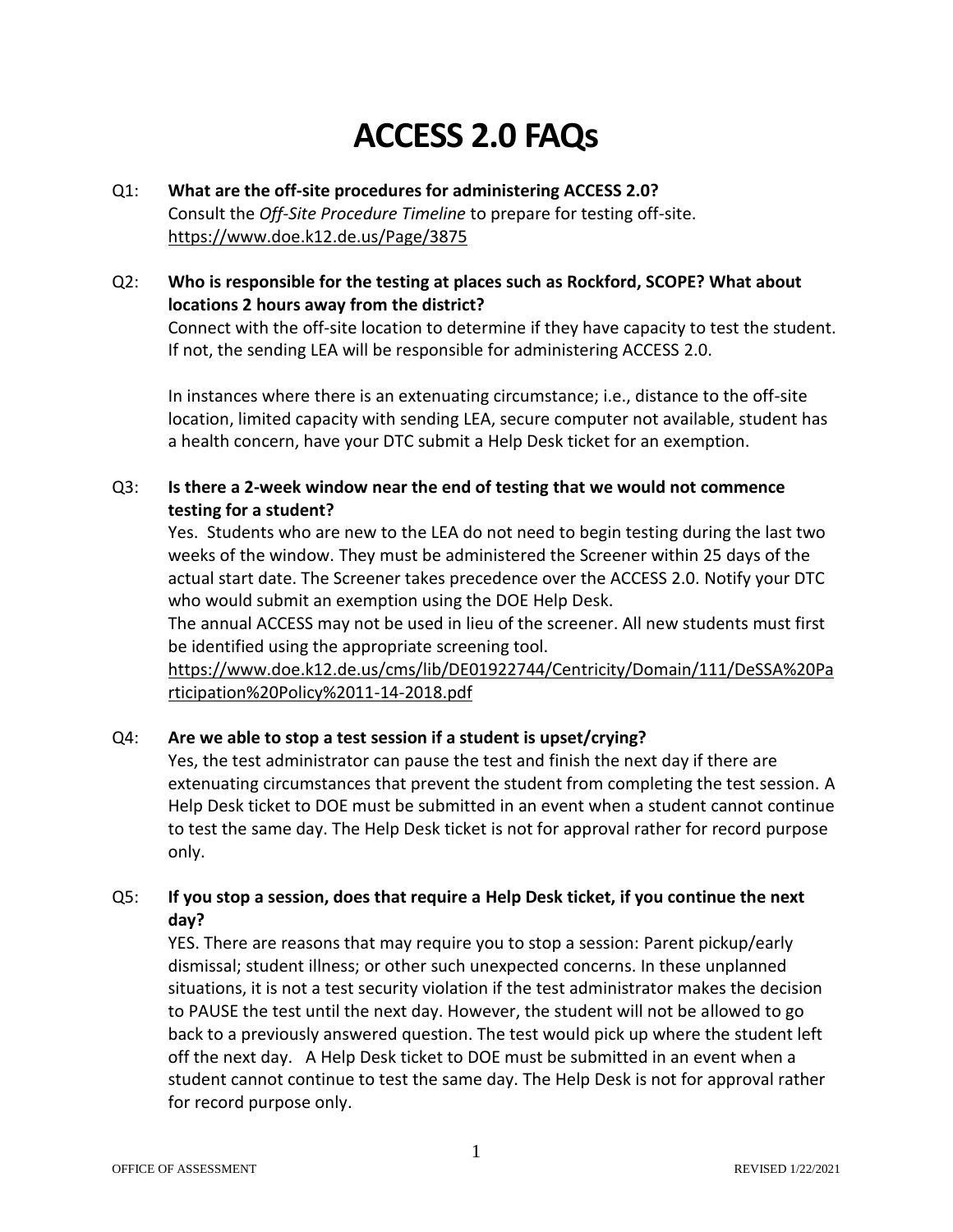# ACCESS 2.0 FAQs

Q1: **What are the off-site procedures for administering ACCESS 2.0?**

Consult the *Off-Site Procedure Timeline* to prepare for testing off-site.
https://www.doe.k12.de.us/Page/3875

Q2: **Who is responsible for the testing at places such as Rockford, SCOPE? What about locations 2 hours away from the district?**

Connect with the off-site location to determine if they have capacity to test the student. If not, the sending LEA will be responsible for administering ACCESS 2.0.

In instances where there is an extenuating circumstance; i.e., distance to the off-site location, limited capacity with sending LEA, secure computer not available, student has a health concern, have your DTC submit a Help Desk ticket for an exemption.

Q3: **Is there a 2-week window near the end of testing that we would not commence testing for a student?**

Yes. Students who are new to the LEA do not need to begin testing during the last two weeks of the window. They must be administered the Screener within 25 days of the actual start date. The Screener takes precedence over the ACCESS 2.0. Notify your DTC who would submit an exemption using the DOE Help Desk.
The annual ACCESS may not be used in lieu of the screener. All new students must first be identified using the appropriate screening tool.
https://www.doe.k12.de.us/cms/lib/DE01922744/Centricity/Domain/111/DeSSA%20Participation%20Policy%2011-14-2018.pdf

Q4: **Are we able to stop a test session if a student is upset/crying?**

Yes, the test administrator can pause the test and finish the next day if there are extenuating circumstances that prevent the student from completing the test session. A Help Desk ticket to DOE must be submitted in an event when a student cannot continue to test the same day. The Help Desk ticket is not for approval rather for record purpose only.

Q5: **If you stop a session, does that require a Help Desk ticket, if you continue the next day?**

YES. There are reasons that may require you to stop a session: Parent pickup/early dismissal; student illness; or other such unexpected concerns. In these unplanned situations, it is not a test security violation if the test administrator makes the decision to PAUSE the test until the next day. However, the student will not be allowed to go back to a previously answered question. The test would pick up where the student left off the next day. A Help Desk ticket to DOE must be submitted in an event when a student cannot continue to test the same day. The Help Desk is not for approval rather for record purpose only.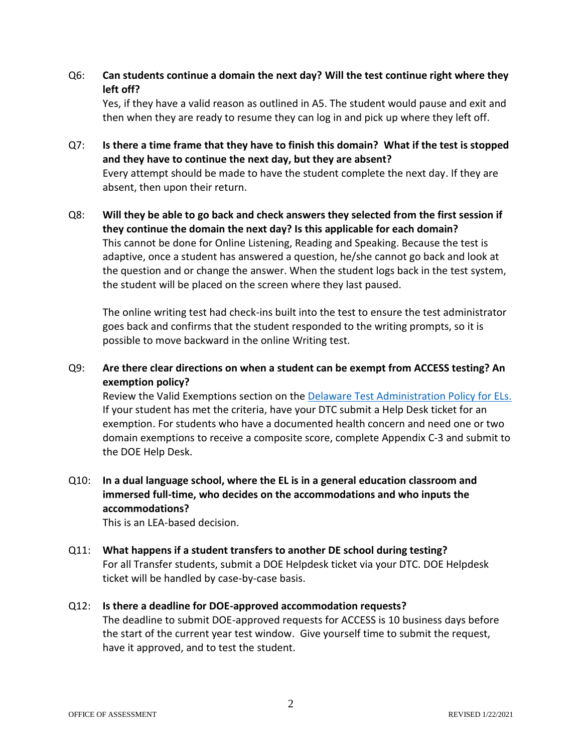Q6: **Can students continue a domain the next day? Will the test continue right where they left off?**

Yes, if they have a valid reason as outlined in A5. The student would pause and exit and then when they are ready to resume they can log in and pick up where they left off.

Q7: **Is there a time frame that they have to finish this domain? What if the test is stopped and they have to continue the next day, but they are absent?**

Every attempt should be made to have the student complete the next day. If they are absent, then upon their return.

Q8: **Will they be able to go back and check answers they selected from the first session if they continue the domain the next day? Is this applicable for each domain?**

This cannot be done for Online Listening, Reading and Speaking. Because the test is adaptive, once a student has answered a question, he/she cannot go back and look at the question and or change the answer. When the student logs back in the test system, the student will be placed on the screen where they last paused.

The online writing test had check-ins built into the test to ensure the test administrator goes back and confirms that the student responded to the writing prompts, so it is possible to move backward in the online Writing test.

Q9: **Are there clear directions on when a student can be exempt from ACCESS testing? An exemption policy?**

Review the Valid Exemptions section on the [Delaware Test Administration Policy for ELs.]() If your student has met the criteria, have your DTC submit a Help Desk ticket for an exemption. For students who have a documented health concern and need one or two domain exemptions to receive a composite score, complete Appendix C-3 and submit to the DOE Help Desk.

Q10: **In a dual language school, where the EL is in a general education classroom and immersed full-time, who decides on the accommodations and who inputs the accommodations?**

This is an LEA-based decision.

Q11: **What happens if a student transfers to another DE school during testing?**

For all Transfer students, submit a DOE Helpdesk ticket via your DTC. DOE Helpdesk ticket will be handled by case-by-case basis.

Q12: **Is there a deadline for DOE-approved accommodation requests?**

The deadline to submit DOE-approved requests for ACCESS is 10 business days before the start of the current year test window. Give yourself time to submit the request, have it approved, and to test the student.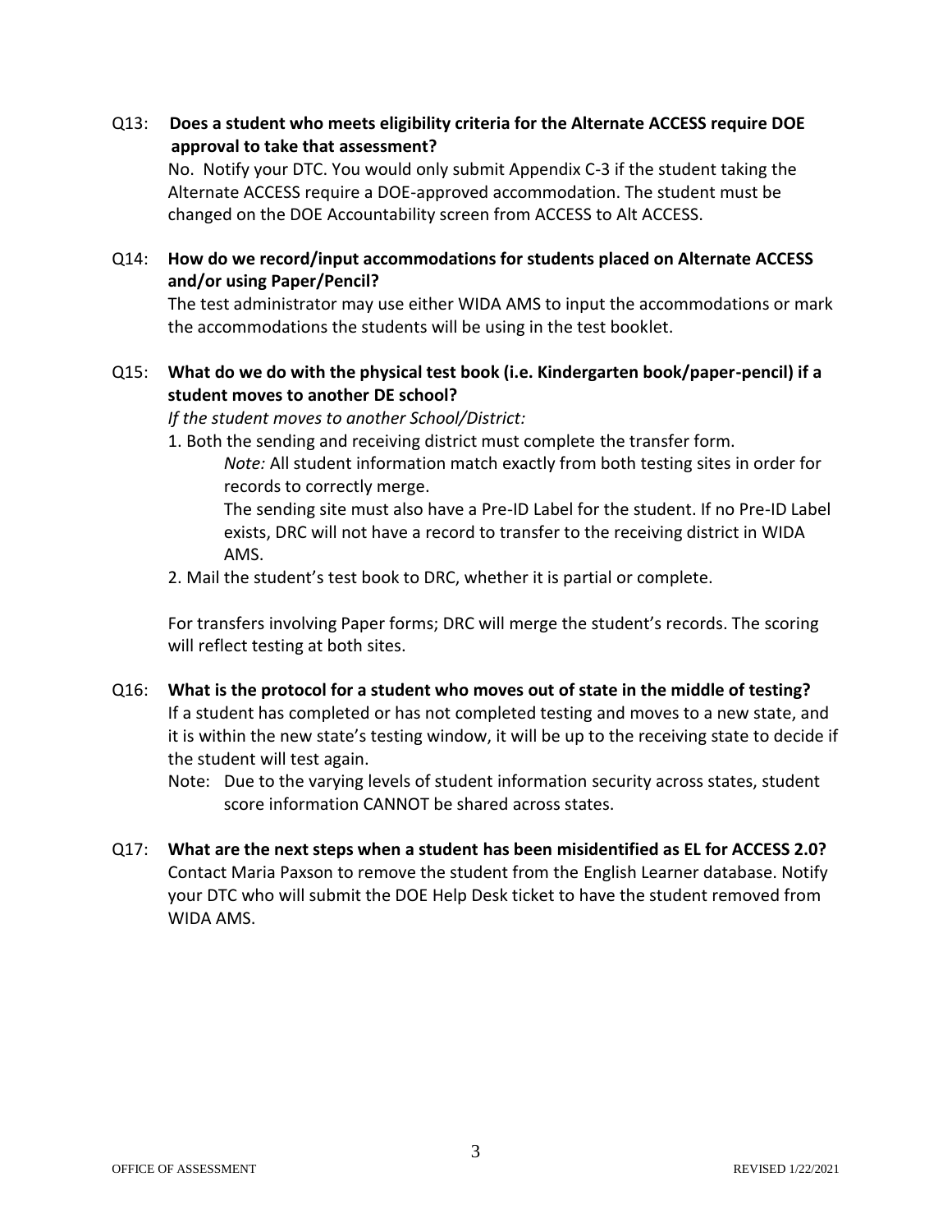Q13: **Does a student who meets eligibility criteria for the Alternate ACCESS require DOE approval to take that assessment?**

No. Notify your DTC. You would only submit Appendix C-3 if the student taking the Alternate ACCESS require a DOE-approved accommodation. The student must be changed on the DOE Accountability screen from ACCESS to Alt ACCESS.

Q14: **How do we record/input accommodations for students placed on Alternate ACCESS and/or using Paper/Pencil?**

The test administrator may use either WIDA AMS to input the accommodations or mark the accommodations the students will be using in the test booklet.

Q15: **What do we do with the physical test book (i.e. Kindergarten book/paper-pencil) if a student moves to another DE school?**

*If the student moves to another School/District:*

1. Both the sending and receiving district must complete the transfer form.

   *Note:* All student information match exactly from both testing sites in order for records to correctly merge.

   The sending site must also have a Pre-ID Label for the student. If no Pre-ID Label exists, DRC will not have a record to transfer to the receiving district in WIDA AMS.

2. Mail the student's test book to DRC, whether it is partial or complete.

For transfers involving Paper forms; DRC will merge the student's records. The scoring will reflect testing at both sites.

Q16: **What is the protocol for a student who moves out of state in the middle of testing?**

If a student has completed or has not completed testing and moves to a new state, and it is within the new state's testing window, it will be up to the receiving state to decide if the student will test again.

Note: Due to the varying levels of student information security across states, student score information CANNOT be shared across states.

Q17: **What are the next steps when a student has been misidentified as EL for ACCESS 2.0?**

Contact Maria Paxson to remove the student from the English Learner database. Notify your DTC who will submit the DOE Help Desk ticket to have the student removed from WIDA AMS.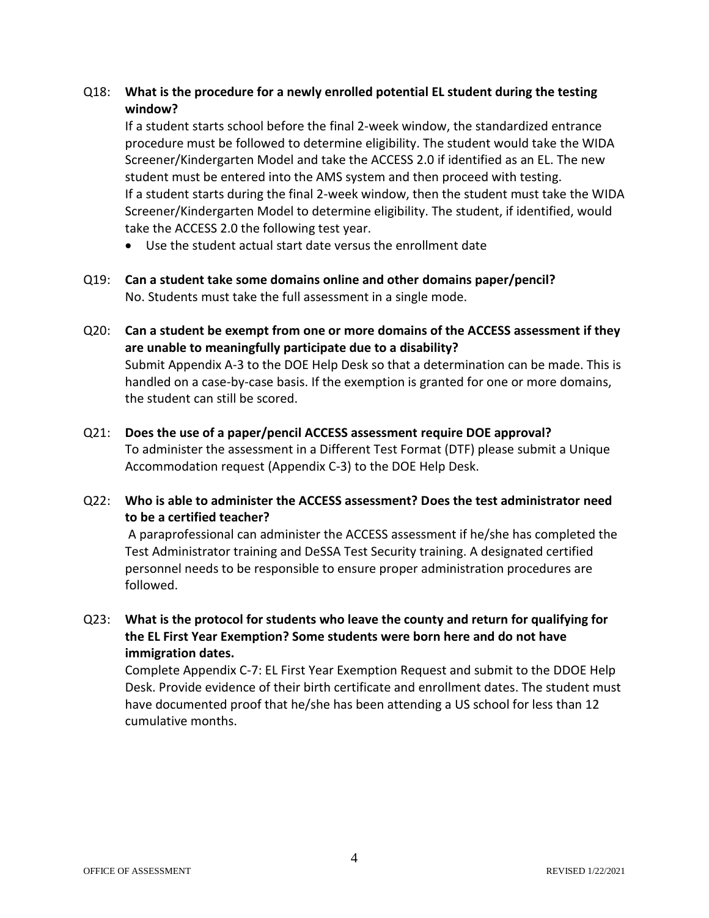Q18: **What is the procedure for a newly enrolled potential EL student during the testing window?**

If a student starts school before the final 2-week window, the standardized entrance procedure must be followed to determine eligibility. The student would take the WIDA Screener/Kindergarten Model and take the ACCESS 2.0 if identified as an EL. The new student must be entered into the AMS system and then proceed with testing.

If a student starts during the final 2-week window, then the student must take the WIDA Screener/Kindergarten Model to determine eligibility. The student, if identified, would take the ACCESS 2.0 the following test year.

- Use the student actual start date versus the enrollment date

Q19: **Can a student take some domains online and other domains paper/pencil?**

No. Students must take the full assessment in a single mode.

Q20: **Can a student be exempt from one or more domains of the ACCESS assessment if they are unable to meaningfully participate due to a disability?**

Submit Appendix A-3 to the DOE Help Desk so that a determination can be made. This is handled on a case-by-case basis. If the exemption is granted for one or more domains, the student can still be scored.

Q21: **Does the use of a paper/pencil ACCESS assessment require DOE approval?**

To administer the assessment in a Different Test Format (DTF) please submit a Unique Accommodation request (Appendix C-3) to the DOE Help Desk.

Q22: **Who is able to administer the ACCESS assessment? Does the test administrator need to be a certified teacher?**

A paraprofessional can administer the ACCESS assessment if he/she has completed the Test Administrator training and DeSSA Test Security training. A designated certified personnel needs to be responsible to ensure proper administration procedures are followed.

Q23: **What is the protocol for students who leave the county and return for qualifying for the EL First Year Exemption? Some students were born here and do not have immigration dates.**

Complete Appendix C-7: EL First Year Exemption Request and submit to the DDOE Help Desk. Provide evidence of their birth certificate and enrollment dates. The student must have documented proof that he/she has been attending a US school for less than 12 cumulative months.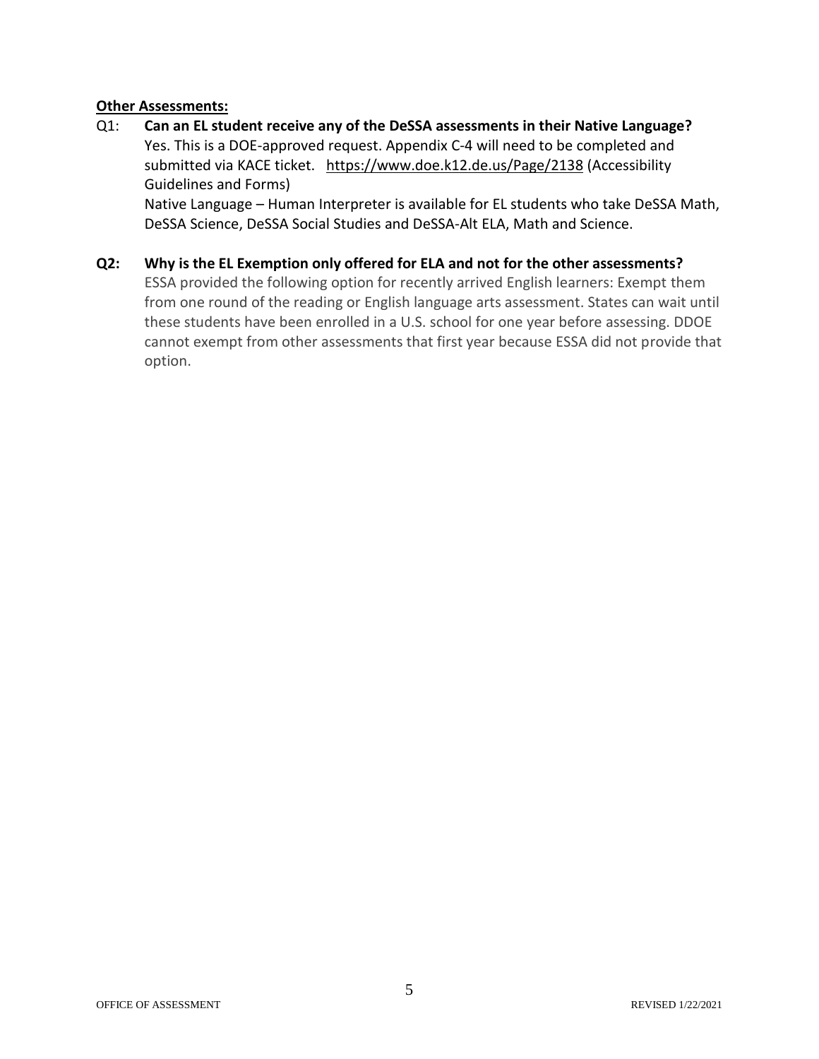**Other Assessments:**

Q1: **Can an EL student receive any of the DeSSA assessments in their Native Language?**

Yes. This is a DOE-approved request. Appendix C-4 will need to be completed and submitted via KACE ticket. https://www.doe.k12.de.us/Page/2138 (Accessibility Guidelines and Forms)

Native Language – Human Interpreter is available for EL students who take DeSSA Math, DeSSA Science, DeSSA Social Studies and DeSSA-Alt ELA, Math and Science.

**Q2: Why is the EL Exemption only offered for ELA and not for the other assessments?**

ESSA provided the following option for recently arrived English learners: Exempt them from one round of the reading or English language arts assessment. States can wait until these students have been enrolled in a U.S. school for one year before assessing. DDOE cannot exempt from other assessments that first year because ESSA did not provide that option.